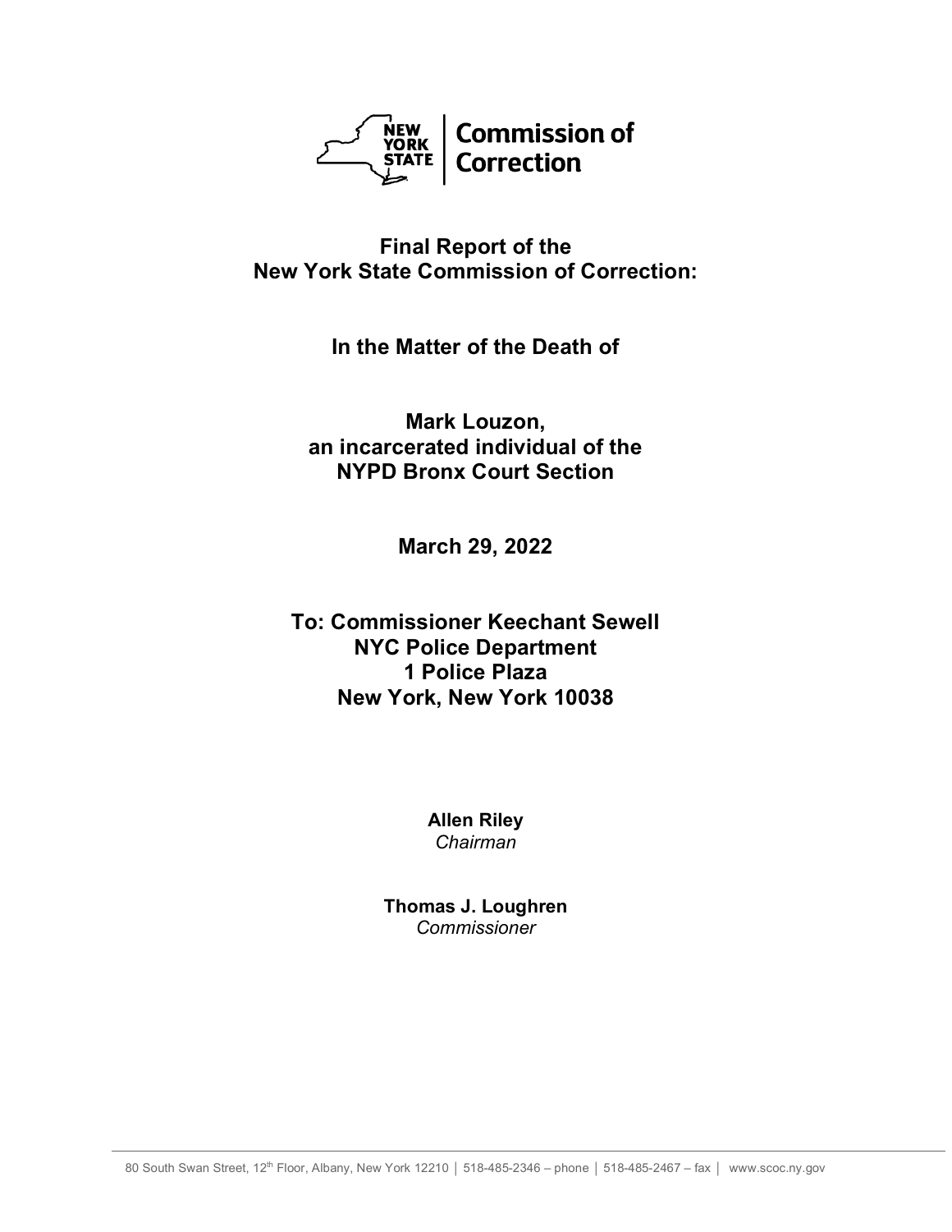NEW YORK STATE | Commission of Correction

# Final Report of the New York State Commission of Correction:

## In the Matter of the Death of

## Mark Louzon, an incarcerated individual of the NYPD Bronx Court Section

**March 29, 2022**

**To: Commissioner Keechant Sewell**
**NYC Police Department**
**1 Police Plaza**
**New York, New York 10038**

**Allen Riley**
*Chairman*

**Thomas J. Loughren**
*Commissioner*

80 South Swan Street, 12th Floor, Albany, New York 12210 │ 518-485-2346 – phone │ 518-485-2467 – fax │ www.scoc.ny.gov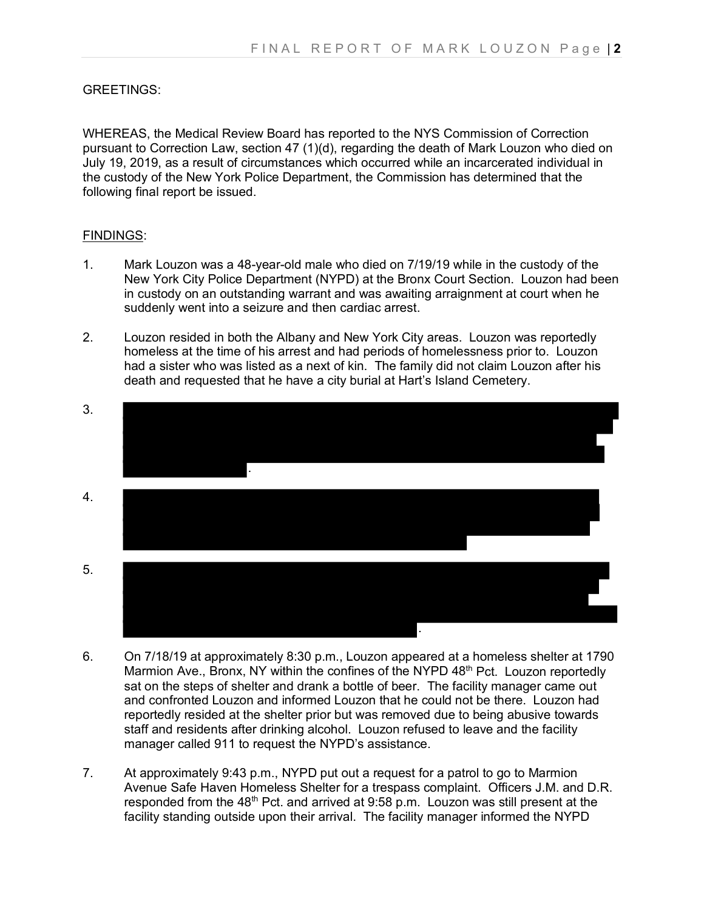GREETINGS:

WHEREAS, the Medical Review Board has reported to the NYS Commission of Correction pursuant to Correction Law, section 47 (1)(d), regarding the death of Mark Louzon who died on July 19, 2019, as a result of circumstances which occurred while an incarcerated individual in the custody of the New York Police Department, the Commission has determined that the following final report be issued.

<u>FINDINGS</u>:

1. Mark Louzon was a 48-year-old male who died on 7/19/19 while in the custody of the New York City Police Department (NYPD) at the Bronx Court Section. Louzon had been in custody on an outstanding warrant and was awaiting arraignment at court when he suddenly went into a seizure and then cardiac arrest.

2. Louzon resided in both the Albany and New York City areas. Louzon was reportedly homeless at the time of his arrest and had periods of homelessness prior to. Louzon had a sister who was listed as a next of kin. The family did not claim Louzon after his death and requested that he have a city burial at Hart's Island Cemetery.

3. [REDACTED].

4. [REDACTED]

5. [REDACTED].

6. On 7/18/19 at approximately 8:30 p.m., Louzon appeared at a homeless shelter at 1790 Marmion Ave., Bronx, NY within the confines of the NYPD 48th Pct. Louzon reportedly sat on the steps of shelter and drank a bottle of beer. The facility manager came out and confronted Louzon and informed Louzon that he could not be there. Louzon had reportedly resided at the shelter prior but was removed due to being abusive towards staff and residents after drinking alcohol. Louzon refused to leave and the facility manager called 911 to request the NYPD's assistance.

7. At approximately 9:43 p.m., NYPD put out a request for a patrol to go to Marmion Avenue Safe Haven Homeless Shelter for a trespass complaint. Officers J.M. and D.R. responded from the 48th Pct. and arrived at 9:58 p.m. Louzon was still present at the facility standing outside upon their arrival. The facility manager informed the NYPD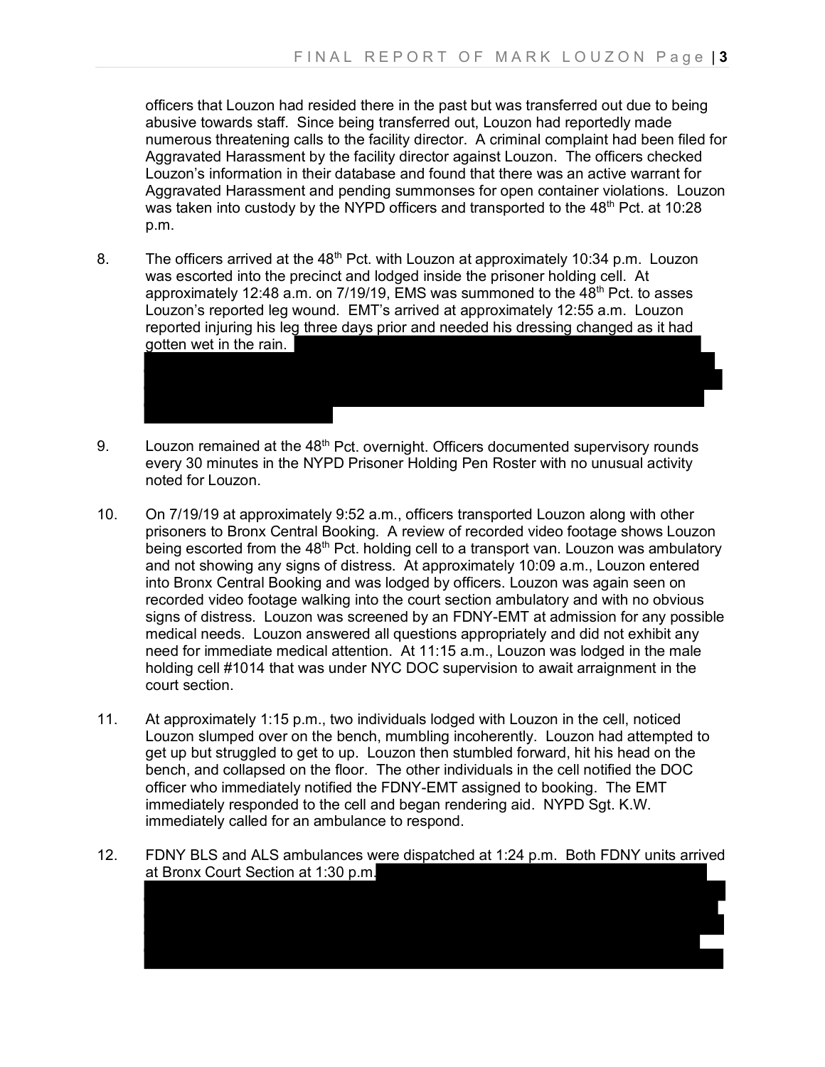officers that Louzon had resided there in the past but was transferred out due to being abusive towards staff. Since being transferred out, Louzon had reportedly made numerous threatening calls to the facility director. A criminal complaint had been filed for Aggravated Harassment by the facility director against Louzon. The officers checked Louzon's information in their database and found that there was an active warrant for Aggravated Harassment and pending summonses for open container violations. Louzon was taken into custody by the NYPD officers and transported to the 48th Pct. at 10:28 p.m.

8. The officers arrived at the 48th Pct. with Louzon at approximately 10:34 p.m. Louzon was escorted into the precinct and lodged inside the prisoner holding cell. At approximately 12:48 a.m. on 7/19/19, EMS was summoned to the 48th Pct. to asses Louzon's reported leg wound. EMT's arrived at approximately 12:55 a.m. Louzon reported injuring his leg three days prior and needed his dressing changed as it had gotten wet in the rain.

9. Louzon remained at the 48th Pct. overnight. Officers documented supervisory rounds every 30 minutes in the NYPD Prisoner Holding Pen Roster with no unusual activity noted for Louzon.

10. On 7/19/19 at approximately 9:52 a.m., officers transported Louzon along with other prisoners to Bronx Central Booking. A review of recorded video footage shows Louzon being escorted from the 48th Pct. holding cell to a transport van. Louzon was ambulatory and not showing any signs of distress. At approximately 10:09 a.m., Louzon entered into Bronx Central Booking and was lodged by officers. Louzon was again seen on recorded video footage walking into the court section ambulatory and with no obvious signs of distress. Louzon was screened by an FDNY-EMT at admission for any possible medical needs. Louzon answered all questions appropriately and did not exhibit any need for immediate medical attention. At 11:15 a.m., Louzon was lodged in the male holding cell #1014 that was under NYC DOC supervision to await arraignment in the court section.

11. At approximately 1:15 p.m., two individuals lodged with Louzon in the cell, noticed Louzon slumped over on the bench, mumbling incoherently. Louzon had attempted to get up but struggled to get to up. Louzon then stumbled forward, hit his head on the bench, and collapsed on the floor. The other individuals in the cell notified the DOC officer who immediately notified the FDNY-EMT assigned to booking. The EMT immediately responded to the cell and began rendering aid. NYPD Sgt. K.W. immediately called for an ambulance to respond.

12. FDNY BLS and ALS ambulances were dispatched at 1:24 p.m. Both FDNY units arrived at Bronx Court Section at 1:30 p.m.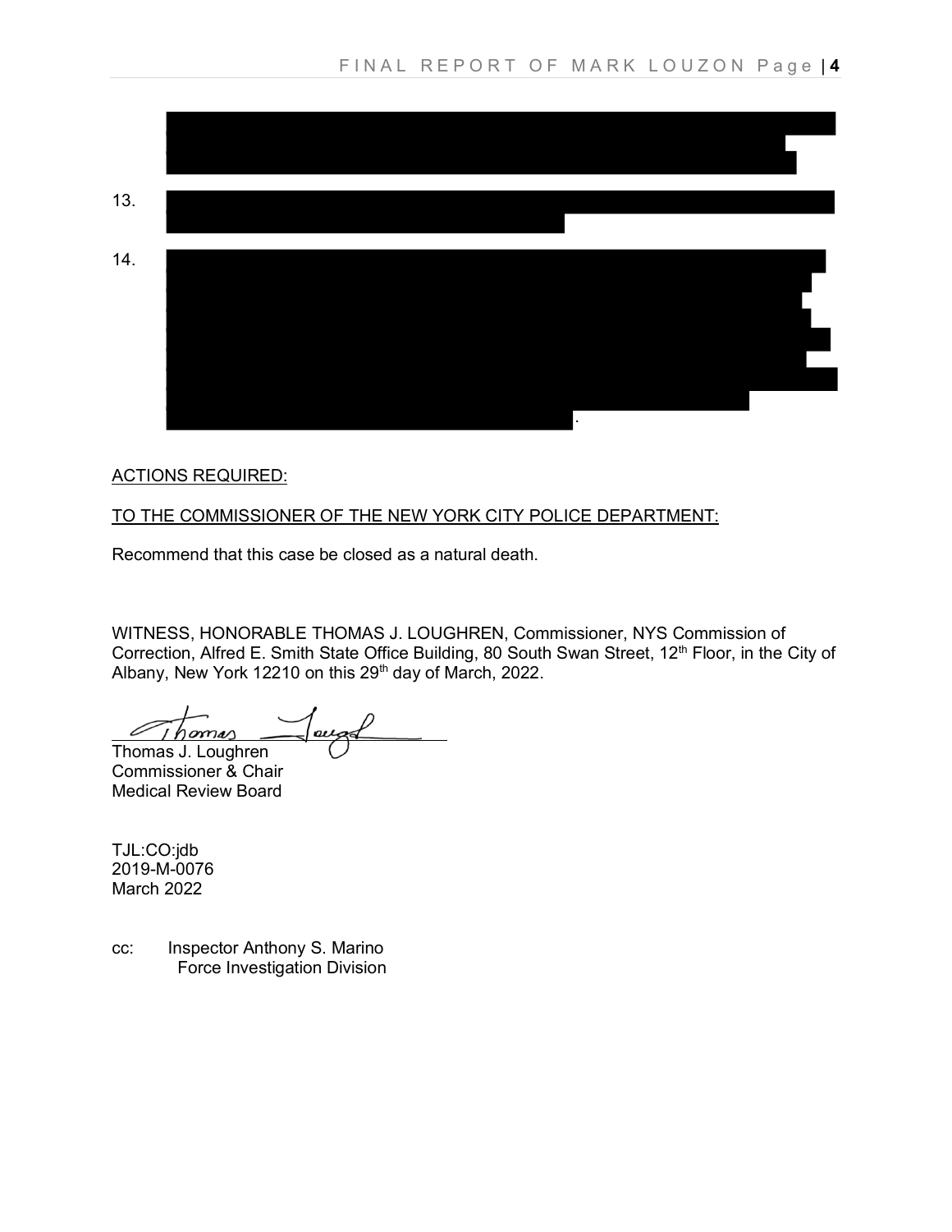13.

14. .

ACTIONS REQUIRED:

TO THE COMMISSIONER OF THE NEW YORK CITY POLICE DEPARTMENT:

Recommend that this case be closed as a natural death.

WITNESS, HONORABLE THOMAS J. LOUGHREN, Commissioner, NYS Commission of Correction, Alfred E. Smith State Office Building, 80 South Swan Street, 12th Floor, in the City of Albany, New York 12210 on this 29th day of March, 2022.

Thomas J. Loughren
Commissioner & Chair
Medical Review Board

TJL:CO:jdb
2019-M-0076
March 2022

cc: Inspector Anthony S. Marino
Force Investigation Division